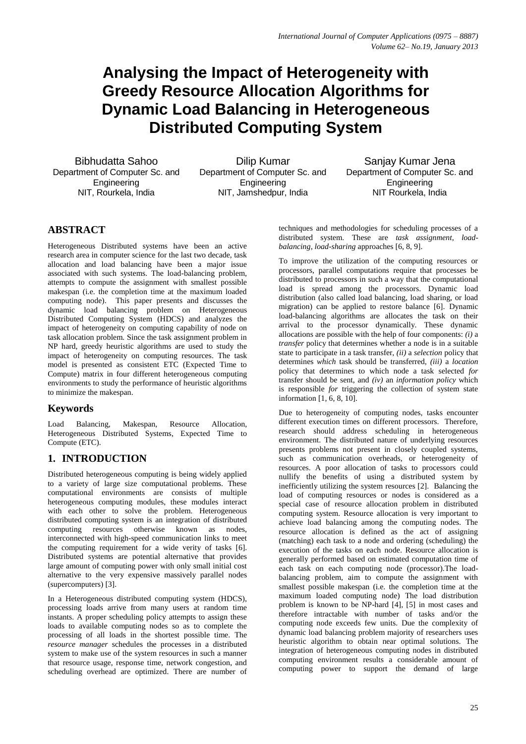# Analysing the Impact of Heterogeneity with Greedy Resource Allocation Algorithms for Dynamic Load Balancing in Heterogeneous Distributed Computing System

Bibhudatta Sahoo
Department of Computer Sc. and Engineering
NIT, Rourkela, India

Dilip Kumar
Department of Computer Sc. and Engineering
NIT, Jamshedpur, India

Sanjay Kumar Jena
Department of Computer Sc. and Engineering
NIT Rourkela, India

## ABSTRACT

Heterogeneous Distributed systems have been an active research area in computer science for the last two decade, task allocation and load balancing have been a major issue associated with such systems. The load-balancing problem, attempts to compute the assignment with smallest possible makespan (i.e. the completion time at the maximum loaded computing node). This paper presents and discusses the dynamic load balancing problem on Heterogeneous Distributed Computing System (HDCS) and analyzes the impact of heterogeneity on computing capability of node on task allocation problem. Since the task assignment problem in NP hard, greedy heuristic algorithms are used to study the impact of heterogeneity on computing resources. The task model is presented as consistent ETC (Expected Time to Compute) matrix in four different heterogeneous computing environments to study the performance of heuristic algorithms to minimize the makespan.

## Keywords

Load Balancing, Makespan, Resource Allocation, Heterogeneous Distributed Systems, Expected Time to Compute (ETC).

## 1. INTRODUCTION

Distributed heterogeneous computing is being widely applied to a variety of large size computational problems. These computational environments are consists of multiple heterogeneous computing modules, these modules interact with each other to solve the problem. Heterogeneous distributed computing system is an integration of distributed computing resources otherwise known as nodes, interconnected with high-speed communication links to meet the computing requirement for a wide verity of tasks [6]. Distributed systems are potential alternative that provides large amount of computing power with only small initial cost alternative to the very expensive massively parallel nodes (supercomputers) [3].

In a Heterogeneous distributed computing system (HDCS), processing loads arrive from many users at random time instants. A proper scheduling policy attempts to assign these loads to available computing nodes so as to complete the processing of all loads in the shortest possible time. The *resource manager* schedules the processes in a distributed system to make use of the system resources in such a manner that resource usage, response time, network congestion, and scheduling overhead are optimized. There are number of techniques and methodologies for scheduling processes of a distributed system. These are *task assignment*, *load-balancing*, *load-sharing* approaches [6, 8, 9].

To improve the utilization of the computing resources or processors, parallel computations require that processes be distributed to processors in such a way that the computational load is spread among the processors. Dynamic load distribution (also called load balancing, load sharing, or load migration) can be applied to restore balance [6]. Dynamic load-balancing algorithms are allocates the task on their arrival to the processor dynamically. These dynamic allocations are possible with the help of four components: *(i)* a *transfer* policy that determines whether a node is in a suitable state to participate in a task transfer, *(ii)* a *selection* policy that determines *which* task should be transferred, *(iii)* a *location* policy that determines to which node a task selected *for* transfer should be sent, and *(iv)* an *information policy* which is responsible *for* triggering the collection of system state information [1, 6, 8, 10].

Due to heterogeneity of computing nodes, tasks encounter different execution times on different processors. Therefore, research should address scheduling in heterogeneous environment. The distributed nature of underlying resources presents problems not present in closely coupled systems, such as communication overheads, or heterogeneity of resources. A poor allocation of tasks to processors could nullify the benefits of using a distributed system by inefficiently utilizing the system resources [2]. Balancing the load of computing resources or nodes is considered as a special case of resource allocation problem in distributed computing system. Resource allocation is very important to achieve load balancing among the computing nodes. The resource allocation is defined as the act of assigning (matching) each task to a node and ordering (scheduling) the execution of the tasks on each node. Resource allocation is generally performed based on estimated computation time of each task on each computing node (processor).The load-balancing problem, aim to compute the assignment with smallest possible makespan (i.e. the completion time at the maximum loaded computing node) The load distribution problem is known to be NP-hard [4], [5] in most cases and therefore intractable with number of tasks and/or the computing node exceeds few units. Due the complexity of dynamic load balancing problem majority of researchers uses heuristic algorithm to obtain near optimal solutions. The integration of heterogeneous computing nodes in distributed computing environment results a considerable amount of computing power to support the demand of large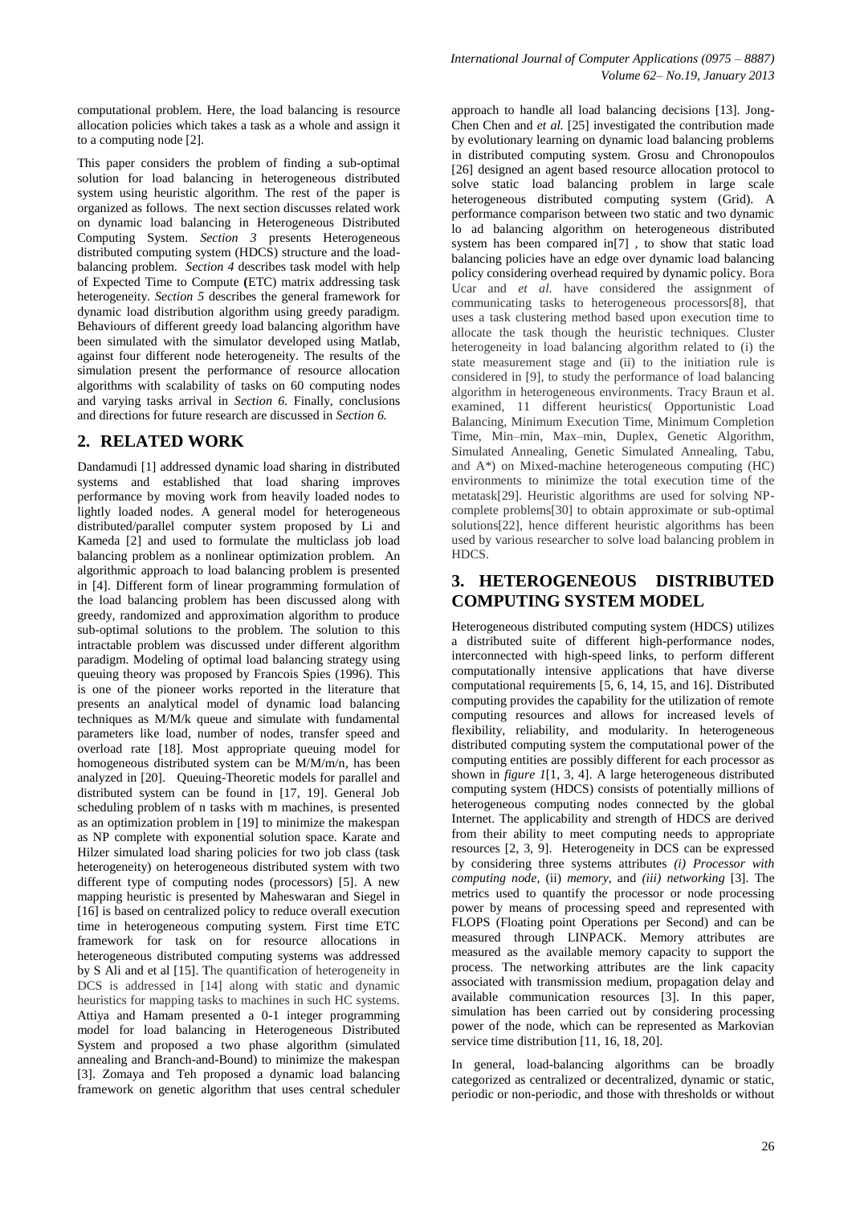computational problem. Here, the load balancing is resource allocation policies which takes a task as a whole and assign it to a computing node [2].

This paper considers the problem of finding a sub-optimal solution for load balancing in heterogeneous distributed system using heuristic algorithm. The rest of the paper is organized as follows. The next section discusses related work on dynamic load balancing in Heterogeneous Distributed Computing System. *Section 3* presents Heterogeneous distributed computing system (HDCS) structure and the load-balancing problem. *Section 4* describes task model with help of Expected Time to Compute **(**ETC) matrix addressing task heterogeneity. *Section 5* describes the general framework for dynamic load distribution algorithm using greedy paradigm. Behaviours of different greedy load balancing algorithm have been simulated with the simulator developed using Matlab, against four different node heterogeneity. The results of the simulation present the performance of resource allocation algorithms with scalability of tasks on 60 computing nodes and varying tasks arrival in *Section 6.* Finally, conclusions and directions for future research are discussed in *Section 6.*

## 2. RELATED WORK

Dandamudi [1] addressed dynamic load sharing in distributed systems and established that load sharing improves performance by moving work from heavily loaded nodes to lightly loaded nodes. A general model for heterogeneous distributed/parallel computer system proposed by Li and Kameda [2] and used to formulate the multiclass job load balancing problem as a nonlinear optimization problem. An algorithmic approach to load balancing problem is presented in [4]. Different form of linear programming formulation of the load balancing problem has been discussed along with greedy, randomized and approximation algorithm to produce sub-optimal solutions to the problem. The solution to this intractable problem was discussed under different algorithm paradigm. Modeling of optimal load balancing strategy using queuing theory was proposed by Francois Spies (1996). This is one of the pioneer works reported in the literature that presents an analytical model of dynamic load balancing techniques as M/M/k queue and simulate with fundamental parameters like load, number of nodes, transfer speed and overload rate [18]. Most appropriate queuing model for homogeneous distributed system can be M/M/m/n, has been analyzed in [20]. Queuing-Theoretic models for parallel and distributed system can be found in [17, 19]. General Job scheduling problem of n tasks with m machines, is presented as an optimization problem in [19] to minimize the makespan as NP complete with exponential solution space. Karate and Hilzer simulated load sharing policies for two job class (task heterogeneity) on heterogeneous distributed system with two different type of computing nodes (processors) [5]. A new mapping heuristic is presented by Maheswaran and Siegel in [16] is based on centralized policy to reduce overall execution time in heterogeneous computing system. First time ETC framework for task on for resource allocations in heterogeneous distributed computing systems was addressed by S Ali and et al [15]. The quantification of heterogeneity in DCS is addressed in [14] along with static and dynamic heuristics for mapping tasks to machines in such HC systems. Attiya and Hamam presented a 0-1 integer programming model for load balancing in Heterogeneous Distributed System and proposed a two phase algorithm (simulated annealing and Branch-and-Bound) to minimize the makespan [3]. Zomaya and Teh proposed a dynamic load balancing framework on genetic algorithm that uses central scheduler approach to handle all load balancing decisions [13]. Jong-Chen Chen and *et al.* [25] investigated the contribution made by evolutionary learning on dynamic load balancing problems in distributed computing system. Grosu and Chronopoulos [26] designed an agent based resource allocation protocol to solve static load balancing problem in large scale heterogeneous distributed computing system (Grid). A performance comparison between two static and two dynamic lo ad balancing algorithm on heterogeneous distributed system has been compared in[7] , to show that static load balancing policies have an edge over dynamic load balancing policy considering overhead required by dynamic policy. Bora Ucar and *et al.* have considered the assignment of communicating tasks to heterogeneous processors[8], that uses a task clustering method based upon execution time to allocate the task though the heuristic techniques. Cluster heterogeneity in load balancing algorithm related to (i) the state measurement stage and (ii) to the initiation rule is considered in [9], to study the performance of load balancing algorithm in heterogeneous environments. Tracy Braun et al. examined, 11 different heuristics( Opportunistic Load Balancing, Minimum Execution Time, Minimum Completion Time, Min–min, Max–min, Duplex, Genetic Algorithm, Simulated Annealing, Genetic Simulated Annealing, Tabu, and A\*) on Mixed-machine heterogeneous computing (HC) environments to minimize the total execution time of the metatask[29]. Heuristic algorithms are used for solving NP-complete problems[30] to obtain approximate or sub-optimal solutions[22], hence different heuristic algorithms has been used by various researcher to solve load balancing problem in HDCS.

## 3. HETEROGENEOUS DISTRIBUTED COMPUTING SYSTEM MODEL

Heterogeneous distributed computing system (HDCS) utilizes a distributed suite of different high-performance nodes, interconnected with high-speed links, to perform different computationally intensive applications that have diverse computational requirements [5, 6, 14, 15, and 16]. Distributed computing provides the capability for the utilization of remote computing resources and allows for increased levels of flexibility, reliability, and modularity. In heterogeneous distributed computing system the computational power of the computing entities are possibly different for each processor as shown in *figure 1*[1, 3, 4]. A large heterogeneous distributed computing system (HDCS) consists of potentially millions of heterogeneous computing nodes connected by the global Internet. The applicability and strength of HDCS are derived from their ability to meet computing needs to appropriate resources [2, 3, 9]. Heterogeneity in DCS can be expressed by considering three systems attributes *(i) Processor with computing node,* (ii) *memory*, and *(iii) networking* [3]. The metrics used to quantify the processor or node processing power by means of processing speed and represented with FLOPS (Floating point Operations per Second) and can be measured through LINPACK. Memory attributes are measured as the available memory capacity to support the process. The networking attributes are the link capacity associated with transmission medium, propagation delay and available communication resources [3]. In this paper, simulation has been carried out by considering processing power of the node, which can be represented as Markovian service time distribution [11, 16, 18, 20].

In general, load-balancing algorithms can be broadly categorized as centralized or decentralized, dynamic or static, periodic or non-periodic, and those with thresholds or without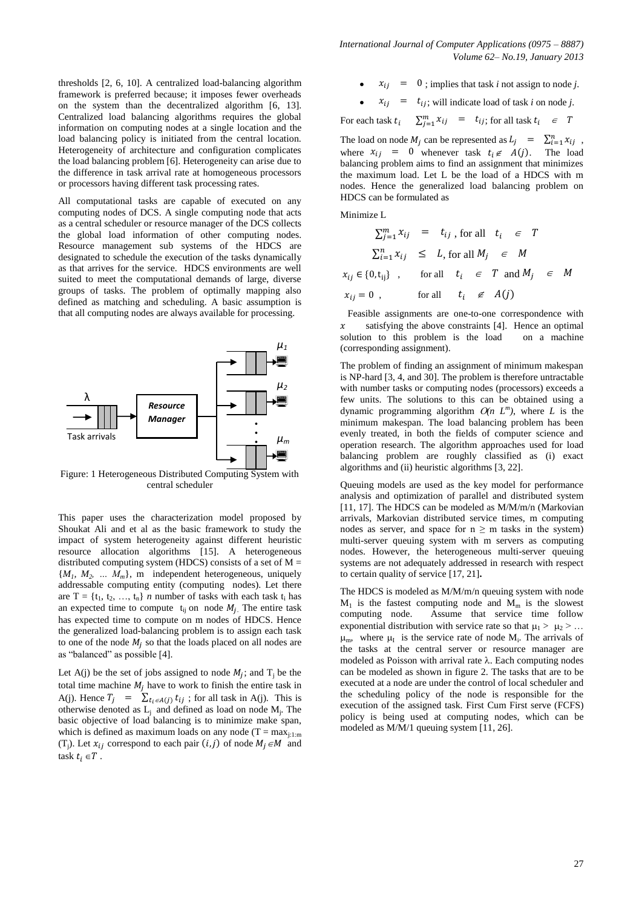thresholds [2, 6, 10]. A centralized load-balancing algorithm framework is preferred because; it imposes fewer overheads on the system than the decentralized algorithm [6, 13]. Centralized load balancing algorithms requires the global information on computing nodes at a single location and the load balancing policy is initiated from the central location. Heterogeneity of architecture and configuration complicates the load balancing problem [6]. Heterogeneity can arise due to the difference in task arrival rate at homogeneous processors or processors having different task processing rates.

All computational tasks are capable of executed on any computing nodes of DCS. A single computing node that acts as a central scheduler or resource manager of the DCS collects the global load information of other computing nodes. Resource management sub systems of the HDCS are designated to schedule the execution of the tasks dynamically as that arrives for the service. HDCS environments are well suited to meet the computational demands of large, diverse groups of tasks. The problem of optimally mapping also defined as matching and scheduling. A basic assumption is that all computing nodes are always available for processing.

Figure: 1 Heterogeneous Distributed Computing System with central scheduler

This paper uses the characterization model proposed by Shoukat Ali and et al as the basic framework to study the impact of system heterogeneity against different heuristic resource allocation algorithms [15]. A heterogeneous distributed computing system (HDCS) consists of a set of $M = \{M_1, M_2, \dots M_m\}$, m independent heterogeneous, uniquely addressable computing entity (computing nodes). Let there are $T = \{t_1, t_2, \dots, t_n\}$ *n* number of tasks with each task $t_i$ has an expected time to compute $t_{ij}$ on node $M_j$. The entire task has expected time to compute on m nodes of HDCS. Hence the generalized load-balancing problem is to assign each task to one of the node $M_j$ so that the loads placed on all nodes are as "balanced" as possible [4].

Let A(j) be the set of jobs assigned to node $M_j$; and $T_j$ be the total time machine $M_j$ have to work to finish the entire task in A(j). Hence $T_j = \sum_{t_i \in A(j)} t_{ij}$ ; for all task in A(j). This is otherwise denoted as $L_j$ and defined as load on node $M_j$. The basic objective of load balancing is to minimize make span, which is defined as maximum loads on any node ($T = \max_{j:1:m} (T_j)$). Let $x_{ij}$ correspond to each pair $(i, j)$ of node $M_j \in M$ and task $t_i \in T$.

- $x_{ij} = 0$ ; implies that task *i* not assign to node *j*.
- $x_{ij} = t_{ij}$; will indicate load of task *i* on node *j*.

For each task $t_i$ $\sum_{j=1}^{m} x_{ij} = t_{ij}$; for all task $t_i \in T$

The load on node $M_j$ can be represented as $L_j = \sum_{i=1}^{n} x_{ij}$ , where $x_{ij} = 0$ whenever task $t_i \notin A(j)$. The load balancing problem aims to find an assignment that minimizes the maximum load. Let L be the load of a HDCS with m nodes. Hence the generalized load balancing problem on HDCS can be formulated as

Minimize L

$$\sum_{j=1}^{m} x_{ij} = t_{ij} \text{ , for all } t_i \in T$$

$$\sum_{i=1}^{n} x_{ij} \leq L \text{, for all } M_j \in M$$

$$x_{ij} \in \{0, t_{ij}\} \text{ , for all } t_i \in T \text{ and } M_j \in M$$

$$x_{ij} = 0 \text{ , for all } t_i \notin A(j)$$

Feasible assignments are one-to-one correspondence with $x$ satisfying the above constraints [4]. Hence an optimal solution to this problem is the load on a machine (corresponding assignment).

The problem of finding an assignment of minimum makespan is NP-hard [3, 4, and 30]. The problem is therefore untractable with number tasks or computing nodes (processors) exceeds a few units. The solutions to this can be obtained using a dynamic programming algorithm $O(n\ L^m)$, where *L* is the minimum makespan. The load balancing problem has been evenly treated, in both the fields of computer science and operation research. The algorithm approaches used for load balancing problem are roughly classified as (i) exact algorithms and (ii) heuristic algorithms [3, 22].

Queuing models are used as the key model for performance analysis and optimization of parallel and distributed system [11, 17]. The HDCS can be modeled as M/M/m/n (Markovian arrivals, Markovian distributed service times, m computing nodes as server, and space for n ≥ m tasks in the system) multi-server queuing system with m servers as computing nodes. However, the heterogeneous multi-server queuing systems are not adequately addressed in research with respect to certain quality of service [17, 21]**.**

The HDCS is modeled as M/M/m/n queuing system with node $M_1$ is the fastest computing node and $M_m$ is the slowest computing node. Assume that service time follow exponential distribution with service rate so that $\mu_1 > \mu_2 > \dots \mu_m$, where $\mu_I$ is the service rate of node $M_i$. The arrivals of the tasks at the central server or resource manager are modeled as Poisson with arrival rate λ. Each computing nodes can be modeled as shown in figure 2. The tasks that are to be executed at a node are under the control of local scheduler and the scheduling policy of the node is responsible for the execution of the assigned task. First Cum First serve (FCFS) policy is being used at computing nodes, which can be modeled as M/M/1 queuing system [11, 26].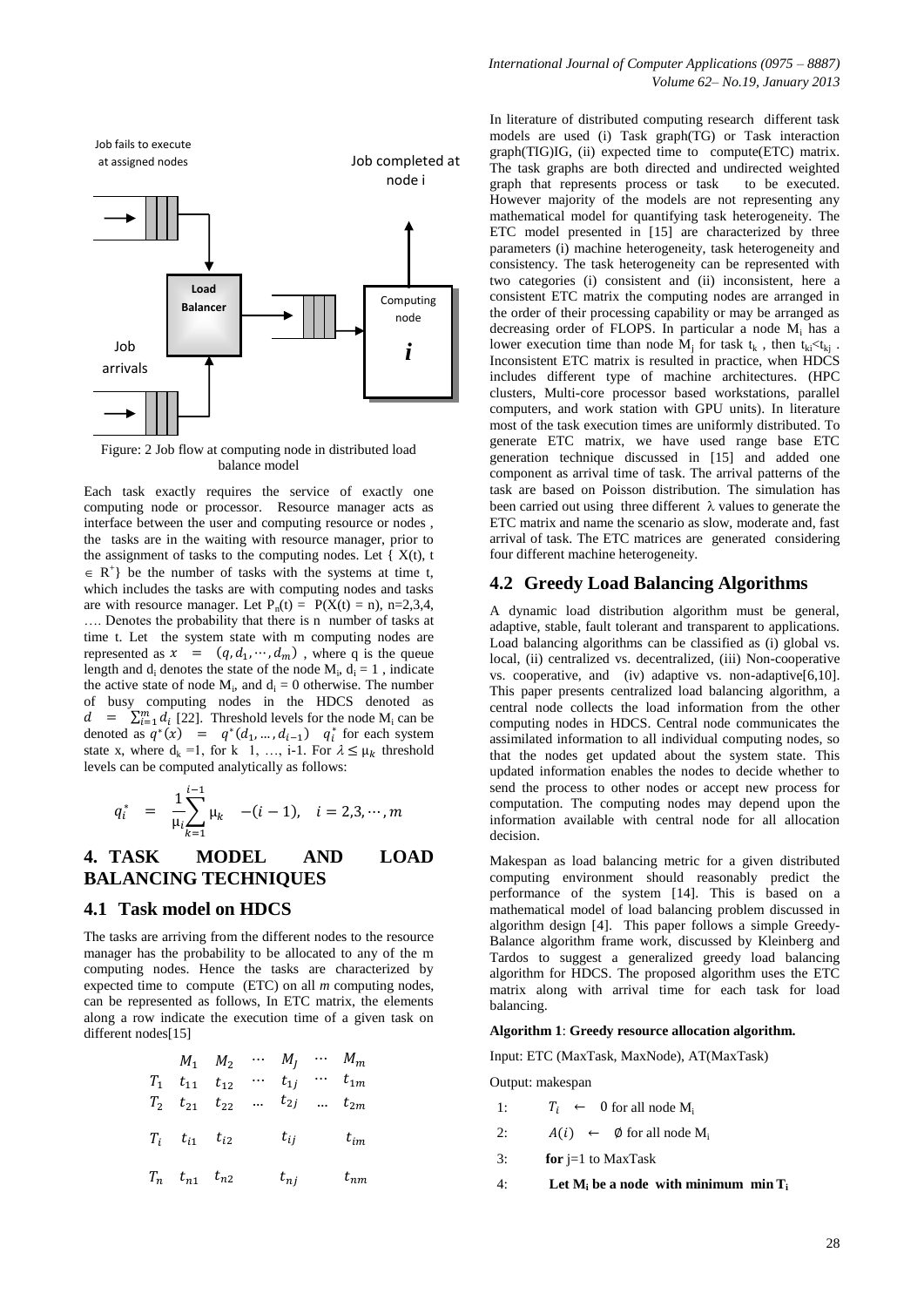Figure: 2 Job flow at computing node in distributed load balance model

Each task exactly requires the service of exactly one computing node or processor. Resource manager acts as interface between the user and computing resource or nodes , the tasks are in the waiting with resource manager, prior to the assignment of tasks to the computing nodes. Let $\{X(t), t \in R^+\}$ be the number of tasks with the systems at time t, which includes the tasks are with computing nodes and tasks are with resource manager. Let $P_n(t) = P(X(t) = n)$, n=2,3,4, …. Denotes the probability that there is n number of tasks at time t. Let the system state with m computing nodes are represented as $x = (q, d_1, \cdots, d_m)$ , where q is the queue length and $d_i$ denotes the state of the node $M_i$, $d_i = 1$ , indicate the active state of node $M_i$, and $d_i = 0$ otherwise. The number of busy computing nodes in the HDCS denoted as $d = \sum_{i=1}^{m} d_i$ [22]. Threshold levels for the node $M_i$ can be denoted as $q^*(x) = q^*(d_1, \ldots, d_{i-1})$ $q_i^*$ for each system state x, where $d_k = 1$, for k 1, …, i-1. For $\lambda \leq \mu_k$ threshold levels can be computed analytically as follows:

$$q_i^* = \frac{1}{\mu_i}\sum_{k=1}^{i-1} \mu_k \quad -(i-1), \quad i = 2,3,\cdots,m$$

# 4. TASK MODEL AND LOAD BALANCING TECHNIQUES

## 4.1 Task model on HDCS

The tasks are arriving from the different nodes to the resource manager has the probability to be allocated to any of the m computing nodes. Hence the tasks are characterized by expected time to compute (ETC) on all *m* computing nodes, can be represented as follows, In ETC matrix, the elements along a row indicate the execution time of a given task on different nodes[15]

|  | $M_1$ | $M_2$ | $\cdots$ | $M_J$ | $\cdots$ | $M_m$ |
|---|---|---|---|---|---|---|
| $T_1$ | $t_{11}$ | $t_{12}$ | $\cdots$ | $t_{1j}$ | $\cdots$ | $t_{1m}$ |
| $T_2$ | $t_{21}$ | $t_{22}$ | ... | $t_{2j}$ | ... | $t_{2m}$ |
| $T_i$ | $t_{i1}$ | $t_{i2}$ |  | $t_{ij}$ |  | $t_{im}$ |
| $T_n$ | $t_{n1}$ | $t_{n2}$ |  | $t_{nj}$ |  | $t_{nm}$ |

In literature of distributed computing research different task models are used (i) Task graph(TG) or Task interaction graph(TIG)IG, (ii) expected time to compute(ETC) matrix. The task graphs are both directed and undirected weighted graph that represents process or task to be executed. However majority of the models are not representing any mathematical model for quantifying task heterogeneity. The ETC model presented in [15] are characterized by three parameters (i) machine heterogeneity, task heterogeneity and consistency. The task heterogeneity can be represented with two categories (i) consistent and (ii) inconsistent, here a consistent ETC matrix the computing nodes are arranged in the order of their processing capability or may be arranged as decreasing order of FLOPS. In particular a node $M_i$ has a lower execution time than node $M_j$ for task $t_k$ , then $t_{ki} < t_{kj}$ . Inconsistent ETC matrix is resulted in practice, when HDCS includes different type of machine architectures. (HPC clusters, Multi-core processor based workstations, parallel computers, and work station with GPU units). In literature most of the task execution times are uniformly distributed. To generate ETC matrix, we have used range base ETC generation technique discussed in [15] and added one component as arrival time of task. The arrival patterns of the task are based on Poisson distribution. The simulation has been carried out using three different λ values to generate the ETC matrix and name the scenario as slow, moderate and, fast arrival of task. The ETC matrices are generated considering four different machine heterogeneity.

## 4.2 Greedy Load Balancing Algorithms

A dynamic load distribution algorithm must be general, adaptive, stable, fault tolerant and transparent to applications. Load balancing algorithms can be classified as (i) global vs. local, (ii) centralized vs. decentralized, (iii) Non-cooperative vs. cooperative, and (iv) adaptive vs. non-adaptive[6,10]. This paper presents centralized load balancing algorithm, a central node collects the load information from the other computing nodes in HDCS. Central node communicates the assimilated information to all individual computing nodes, so that the nodes get updated about the system state. This updated information enables the nodes to decide whether to send the process to other nodes or accept new process for computation. The computing nodes may depend upon the information available with central node for all allocation decision.

Makespan as load balancing metric for a given distributed computing environment should reasonably predict the performance of the system [14]. This is based on a mathematical model of load balancing problem discussed in algorithm design [4]. This paper follows a simple Greedy-Balance algorithm frame work, discussed by Kleinberg and Tardos to suggest a generalized greedy load balancing algorithm for HDCS. The proposed algorithm uses the ETC matrix along with arrival time for each task for load balancing.

**Algorithm 1**: **Greedy resource allocation algorithm.**

Input: ETC (MaxTask, MaxNode), AT(MaxTask)

Output: makespan

1: $T_i \leftarrow 0$ for all node $M_i$

2: $A(i) \leftarrow \emptyset$ for all node $M_i$

3: **for** j=1 to MaxTask

4: **Let $M_i$ be a node with minimum $\min T_i$**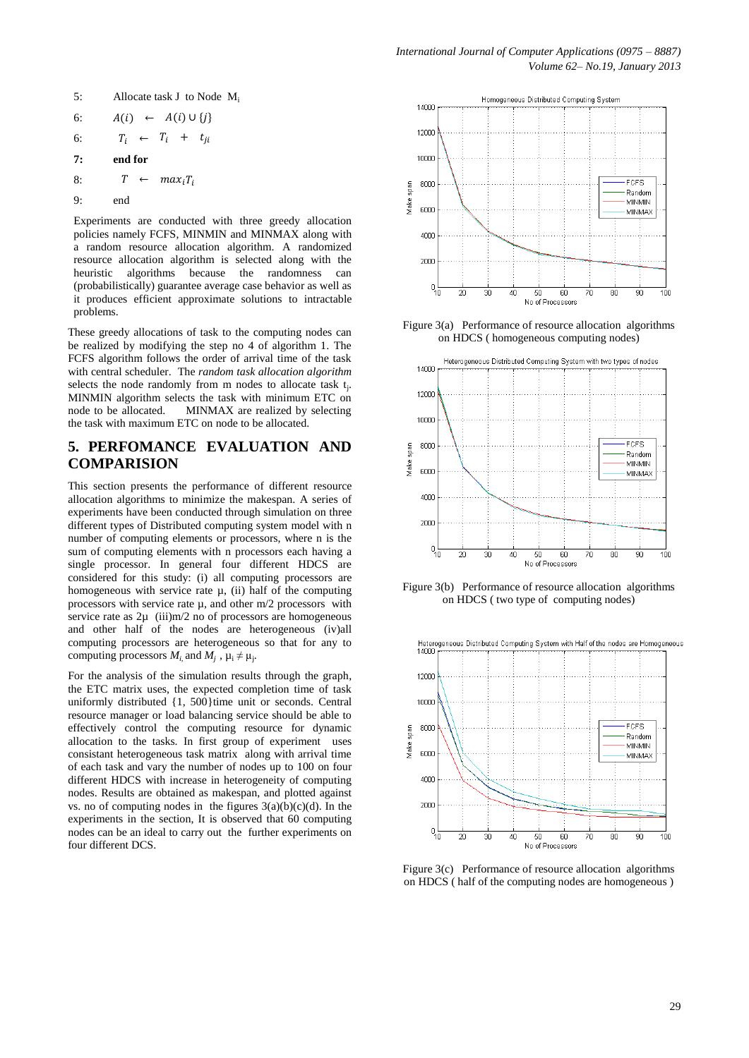5: Allocate task J to Node $M_i$

6: $A(i) \leftarrow A(i) \cup \{j\}$

6: $T_i \leftarrow T_i + t_{ji}$

**7: end for**

8: $T \leftarrow max_i T_i$

9: end

Experiments are conducted with three greedy allocation policies namely FCFS, MINMIN and MINMAX along with a random resource allocation algorithm. A randomized resource allocation algorithm is selected along with the heuristic algorithms because the randomness can (probabilistically) guarantee average case behavior as well as it produces efficient approximate solutions to intractable problems.

These greedy allocations of task to the computing nodes can be realized by modifying the step no 4 of algorithm 1. The FCFS algorithm follows the order of arrival time of the task with central scheduler. The *random task allocation algorithm* selects the node randomly from m nodes to allocate task $t_j$. MINMIN algorithm selects the task with minimum ETC on node to be allocated. MINMAX are realized by selecting the task with maximum ETC on node to be allocated.

## 5. PERFOMANCE EVALUATION AND COMPARISION

This section presents the performance of different resource allocation algorithms to minimize the makespan. A series of experiments have been conducted through simulation on three different types of Distributed computing system model with n number of computing elements or processors, where n is the sum of computing elements with n processors each having a single processor. In general four different HDCS are considered for this study: (i) all computing processors are homogeneous with service rate μ, (ii) half of the computing processors with service rate μ, and other m/2 processors with service rate as 2μ (iii)m/2 no of processors are homogeneous and other half of the nodes are heterogeneous (iv)all computing processors are heterogeneous so that for any to computing processors $M_i$ and $M_j$ , $\mu_i \neq \mu_j$.

For the analysis of the simulation results through the graph, the ETC matrix uses, the expected completion time of task uniformly distributed {1, 500}time unit or seconds. Central resource manager or load balancing service should be able to effectively control the computing resource for dynamic allocation to the tasks. In first group of experiment uses consistant heterogeneous task matrix along with arrival time of each task and vary the number of nodes up to 100 on four different HDCS with increase in heterogeneity of computing nodes. Results are obtained as makespan, and plotted against vs. no of computing nodes in the figures 3(a)(b)(c)(d). In the experiments in the section, It is observed that 60 computing nodes can be an ideal to carry out the further experiments on four different DCS.

Figure 3(a) Performance of resource allocation algorithms on HDCS ( homogeneous computing nodes)

Figure 3(b) Performance of resource allocation algorithms on HDCS ( two type of computing nodes)

Figure 3(c) Performance of resource allocation algorithms on HDCS ( half of the computing nodes are homogeneous )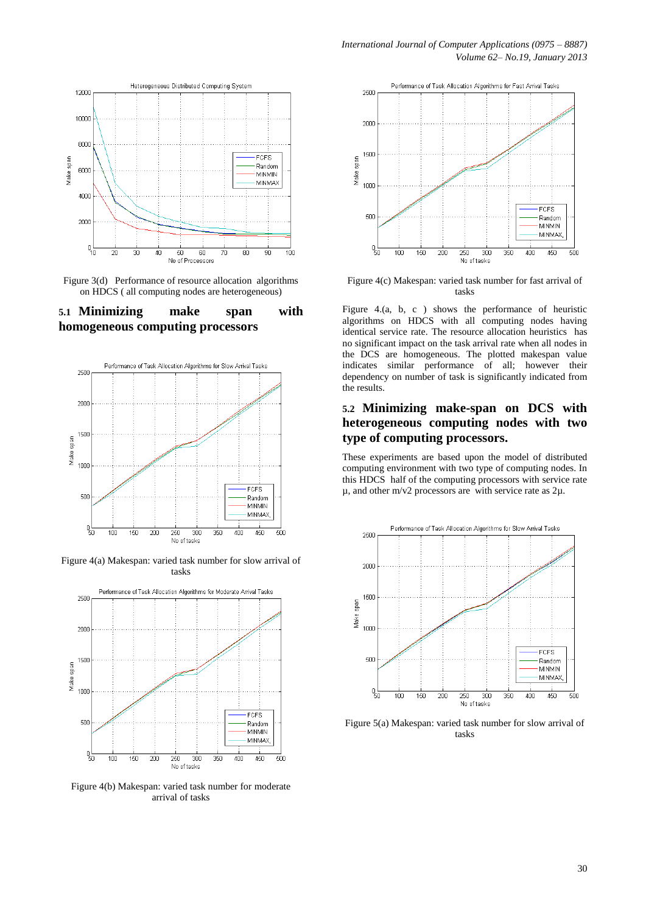Figure 3(d) Performance of resource allocation algorithms on HDCS ( all computing nodes are heterogeneous)

### 5.1 Minimizing make span with homogeneous computing processors

Figure 4(a) Makespan: varied task number for slow arrival of tasks

Figure 4(b) Makespan: varied task number for moderate arrival of tasks

Figure 4(c) Makespan: varied task number for fast arrival of tasks

Figure 4.(a, b, c ) shows the performance of heuristic algorithms on HDCS with all computing nodes having identical service rate. The resource allocation heuristics has no significant impact on the task arrival rate when all nodes in the DCS are homogeneous. The plotted makespan value indicates similar performance of all; however their dependency on number of task is significantly indicated from the results.

### 5.2 Minimizing make-span on DCS with heterogeneous computing nodes with two type of computing processors.

These experiments are based upon the model of distributed computing environment with two type of computing nodes. In this HDCS half of the computing processors with service rate µ, and other m/v2 processors are with service rate as 2µ.

Figure 5(a) Makespan: varied task number for slow arrival of tasks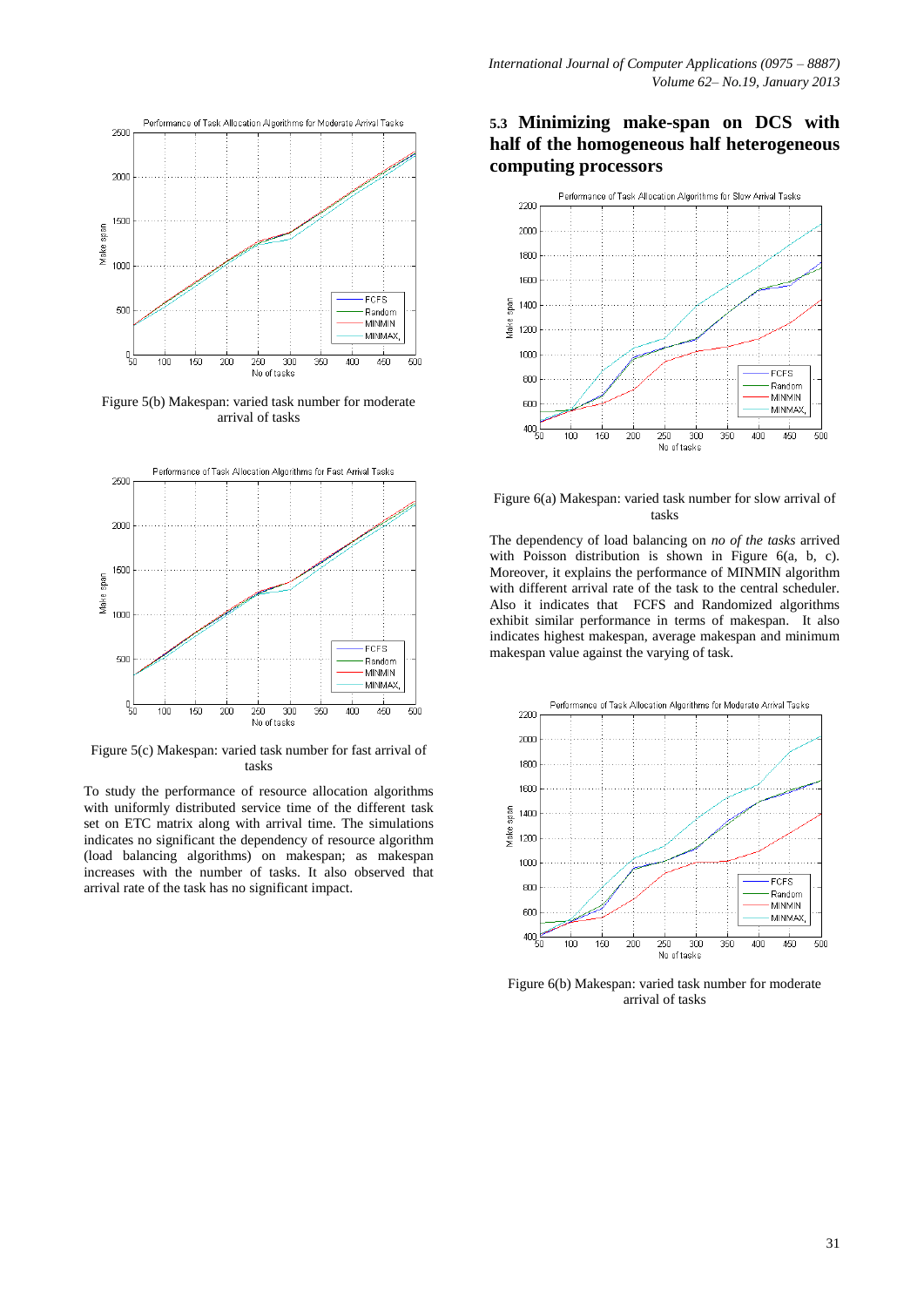Figure 5(b) Makespan: varied task number for moderate arrival of tasks

Figure 5(c) Makespan: varied task number for fast arrival of tasks

To study the performance of resource allocation algorithms with uniformly distributed service time of the different task set on ETC matrix along with arrival time. The simulations indicates no significant the dependency of resource algorithm (load balancing algorithms) on makespan; as makespan increases with the number of tasks. It also observed that arrival rate of the task has no significant impact.

### 5.3 Minimizing make-span on DCS with half of the homogeneous half heterogeneous computing processors

Figure 6(a) Makespan: varied task number for slow arrival of tasks

The dependency of load balancing on *no of the tasks* arrived with Poisson distribution is shown in Figure 6(a, b, c). Moreover, it explains the performance of MINMIN algorithm with different arrival rate of the task to the central scheduler. Also it indicates that FCFS and Randomized algorithms exhibit similar performance in terms of makespan. It also indicates highest makespan, average makespan and minimum makespan value against the varying of task.

Figure 6(b) Makespan: varied task number for moderate arrival of tasks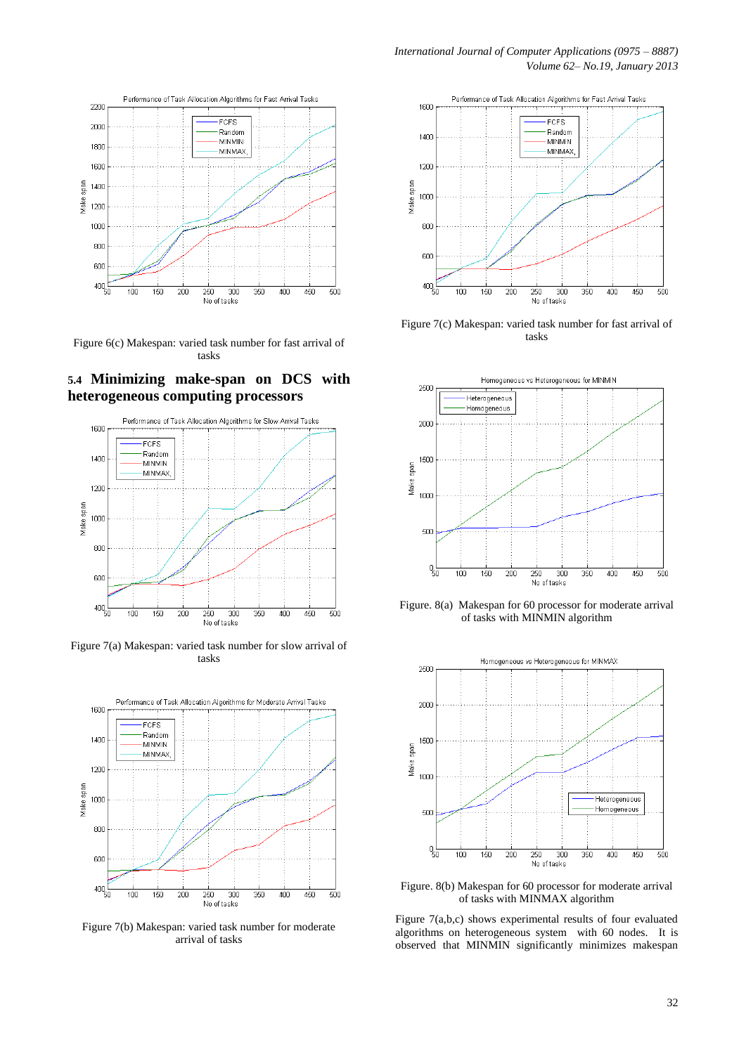Figure 6(c) Makespan: varied task number for fast arrival of tasks

### 5.4 Minimizing make-span on DCS with heterogeneous computing processors

Figure 7(a) Makespan: varied task number for slow arrival of tasks

Figure 7(b) Makespan: varied task number for moderate arrival of tasks

Figure 7(c) Makespan: varied task number for fast arrival of tasks

Figure. 8(a) Makespan for 60 processor for moderate arrival of tasks with MINMIN algorithm

Figure. 8(b) Makespan for 60 processor for moderate arrival of tasks with MINMAX algorithm

Figure 7(a,b,c) shows experimental results of four evaluated algorithms on heterogeneous system with 60 nodes. It is observed that MINMIN significantly minimizes makespan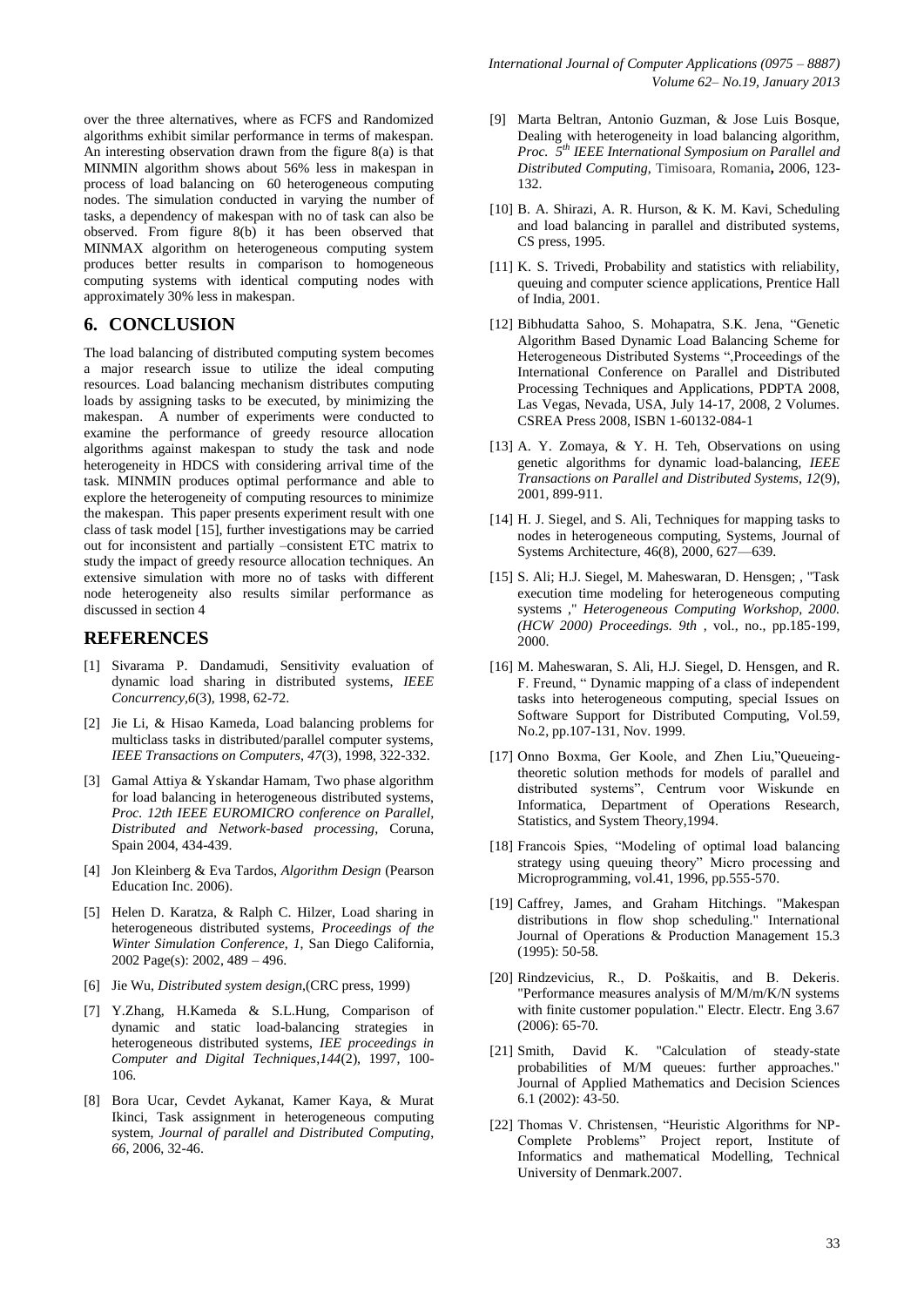over the three alternatives, where as FCFS and Randomized algorithms exhibit similar performance in terms of makespan. An interesting observation drawn from the figure 8(a) is that MINMIN algorithm shows about 56% less in makespan in process of load balancing on 60 heterogeneous computing nodes. The simulation conducted in varying the number of tasks, a dependency of makespan with no of task can also be observed. From figure 8(b) it has been observed that MINMAX algorithm on heterogeneous computing system produces better results in comparison to homogeneous computing systems with identical computing nodes with approximately 30% less in makespan.

## 6. CONCLUSION

The load balancing of distributed computing system becomes a major research issue to utilize the ideal computing resources. Load balancing mechanism distributes computing loads by assigning tasks to be executed, by minimizing the makespan. A number of experiments were conducted to examine the performance of greedy resource allocation algorithms against makespan to study the task and node heterogeneity in HDCS with considering arrival time of the task. MINMIN produces optimal performance and able to explore the heterogeneity of computing resources to minimize the makespan. This paper presents experiment result with one class of task model [15], further investigations may be carried out for inconsistent and partially –consistent ETC matrix to study the impact of greedy resource allocation techniques. An extensive simulation with more no of tasks with different node heterogeneity also results similar performance as discussed in section 4

## REFERENCES

[1] Sivarama P. Dandamudi, Sensitivity evaluation of dynamic load sharing in distributed systems, *IEEE Concurrency*,*6*(3), 1998, 62-72.

[2] Jie Li, & Hisao Kameda, Load balancing problems for multiclass tasks in distributed/parallel computer systems, *IEEE Transactions on Computers, 47*(3), 1998, 322-332.

[3] Gamal Attiya & Yskandar Hamam, Two phase algorithm for load balancing in heterogeneous distributed systems, *Proc. 12th IEEE EUROMICRO conference on Parallel, Distributed and Network-based processing*, Coruna, Spain 2004, 434-439.

[4] Jon Kleinberg & Eva Tardos, *Algorithm Design* (Pearson Education Inc. 2006).

[5] Helen D. Karatza, & Ralph C. Hilzer, Load sharing in heterogeneous distributed systems, *Proceedings of the Winter Simulation Conference, 1*, San Diego California, 2002 Page(s): 2002, 489 – 496.

[6] Jie Wu, *Distributed system design*,(CRC press, 1999)

[7] Y.Zhang, H.Kameda & S.L.Hung, Comparison of dynamic and static load-balancing strategies in heterogeneous distributed systems, *IEE proceedings in Computer and Digital Techniques,144*(2), 1997, 100-106.

[8] Bora Ucar, Cevdet Aykanat, Kamer Kaya, & Murat Ikinci, Task assignment in heterogeneous computing system, *Journal of parallel and Distributed Computing, 66*, 2006, 32-46.

[9] Marta Beltran, Antonio Guzman, & Jose Luis Bosque, Dealing with heterogeneity in load balancing algorithm, *Proc. 5th IEEE International Symposium on Parallel and Distributed Computing*, Timisoara, Romania**,** 2006, 123-132.

[10] B. A. Shirazi, A. R. Hurson, & K. M. Kavi, Scheduling and load balancing in parallel and distributed systems, CS press, 1995.

[11] K. S. Trivedi, Probability and statistics with reliability, queuing and computer science applications, Prentice Hall of India, 2001.

[12] Bibhudatta Sahoo, S. Mohapatra, S.K. Jena, "Genetic Algorithm Based Dynamic Load Balancing Scheme for Heterogeneous Distributed Systems ",Proceedings of the International Conference on Parallel and Distributed Processing Techniques and Applications, PDPTA 2008, Las Vegas, Nevada, USA, July 14-17, 2008, 2 Volumes. CSREA Press 2008, ISBN 1-60132-084-1

[13] A. Y. Zomaya, & Y. H. Teh, Observations on using genetic algorithms for dynamic load-balancing, *IEEE Transactions on Parallel and Distributed Systems, 12*(9), 2001, 899-911.

[14] H. J. Siegel, and S. Ali, Techniques for mapping tasks to nodes in heterogeneous computing, Systems, Journal of Systems Architecture, 46(8), 2000, 627—639.

[15] S. Ali; H.J. Siegel, M. Maheswaran, D. Hensgen; , "Task execution time modeling for heterogeneous computing systems ," *Heterogeneous Computing Workshop, 2000. (HCW 2000) Proceedings. 9th* , vol., no., pp.185-199, 2000.

[16] M. Maheswaran, S. Ali, H.J. Siegel, D. Hensgen, and R. F. Freund, " Dynamic mapping of a class of independent tasks into heterogeneous computing, special Issues on Software Support for Distributed Computing, Vol.59, No.2, pp.107-131, Nov. 1999.

[17] Onno Boxma, Ger Koole, and Zhen Liu,"Queueing-theoretic solution methods for models of parallel and distributed systems", Centrum voor Wiskunde en Informatica, Department of Operations Research, Statistics, and System Theory,1994.

[18] Francois Spies, "Modeling of optimal load balancing strategy using queuing theory" Micro processing and Microprogramming, vol.41, 1996, pp.555-570.

[19] Caffrey, James, and Graham Hitchings. "Makespan distributions in flow shop scheduling." International Journal of Operations & Production Management 15.3 (1995): 50-58.

[20] Rindzevicius, R., D. Poškaitis, and B. Dekeris. "Performance measures analysis of M/M/m/K/N systems with finite customer population." Electr. Electr. Eng 3.67 (2006): 65-70.

[21] Smith, David K. "Calculation of steady-state probabilities of M/M queues: further approaches." Journal of Applied Mathematics and Decision Sciences 6.1 (2002): 43-50.

[22] Thomas V. Christensen, "Heuristic Algorithms for NP-Complete Problems" Project report, Institute of Informatics and mathematical Modelling, Technical University of Denmark.2007.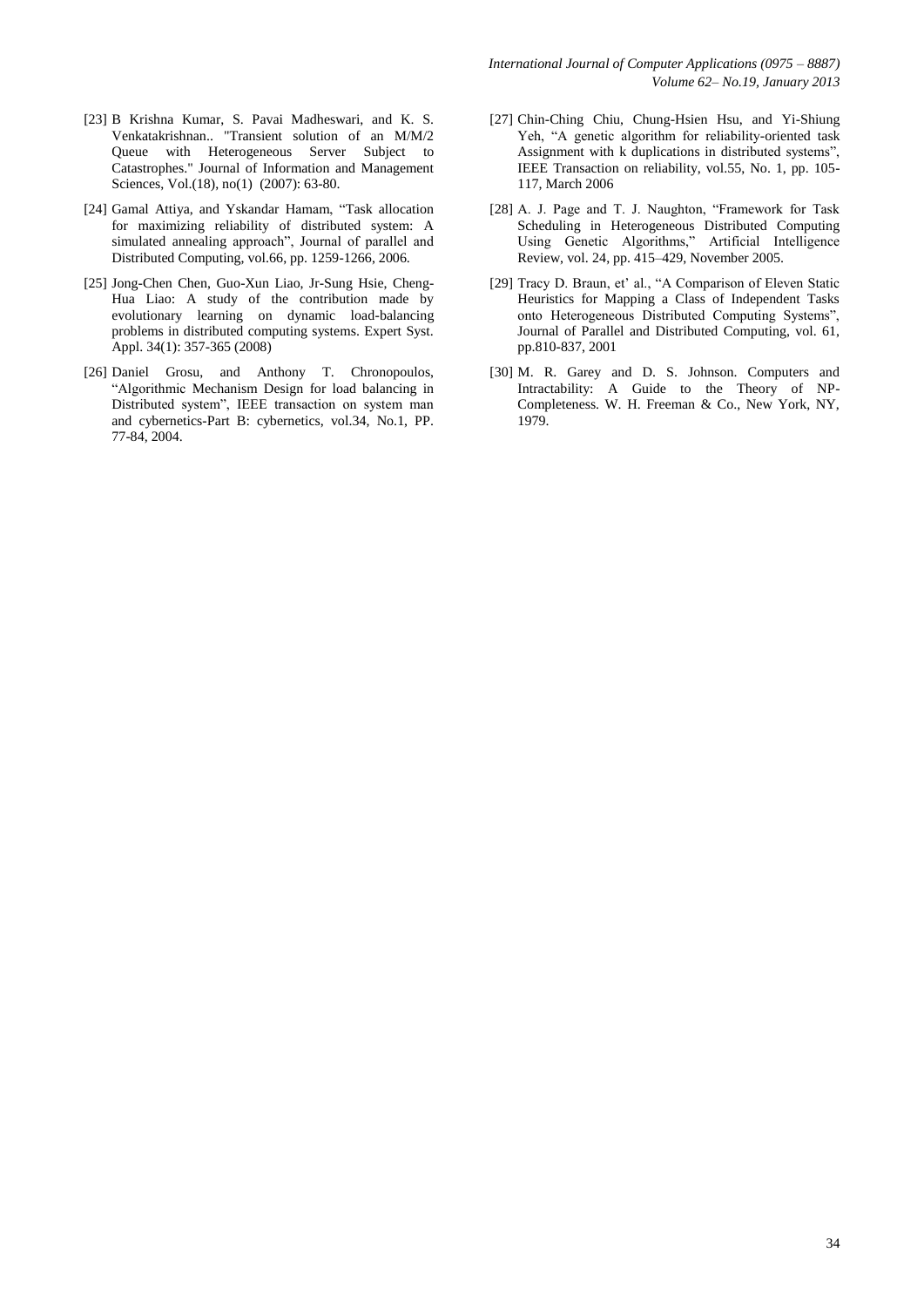[23] B Krishna Kumar, S. Pavai Madheswari, and K. S. Venkatakrishnan.. "Transient solution of an M/M/2 Queue with Heterogeneous Server Subject to Catastrophes." Journal of Information and Management Sciences, Vol.(18), no(1) (2007): 63-80.

[24] Gamal Attiya, and Yskandar Hamam, "Task allocation for maximizing reliability of distributed system: A simulated annealing approach", Journal of parallel and Distributed Computing, vol.66, pp. 1259-1266, 2006.

[25] Jong-Chen Chen, Guo-Xun Liao, Jr-Sung Hsie, Cheng-Hua Liao: A study of the contribution made by evolutionary learning on dynamic load-balancing problems in distributed computing systems. Expert Syst. Appl. 34(1): 357-365 (2008)

[26] Daniel Grosu, and Anthony T. Chronopoulos, "Algorithmic Mechanism Design for load balancing in Distributed system", IEEE transaction on system man and cybernetics-Part B: cybernetics, vol.34, No.1, PP. 77-84, 2004.

[27] Chin-Ching Chiu, Chung-Hsien Hsu, and Yi-Shiung Yeh, "A genetic algorithm for reliability-oriented task Assignment with k duplications in distributed systems", IEEE Transaction on reliability, vol.55, No. 1, pp. 105-117, March 2006

[28] A. J. Page and T. J. Naughton, "Framework for Task Scheduling in Heterogeneous Distributed Computing Using Genetic Algorithms," Artificial Intelligence Review, vol. 24, pp. 415–429, November 2005.

[29] Tracy D. Braun, et' al., "A Comparison of Eleven Static Heuristics for Mapping a Class of Independent Tasks onto Heterogeneous Distributed Computing Systems", Journal of Parallel and Distributed Computing, vol. 61, pp.810-837, 2001

[30] M. R. Garey and D. S. Johnson. Computers and Intractability: A Guide to the Theory of NP-Completeness. W. H. Freeman & Co., New York, NY, 1979.